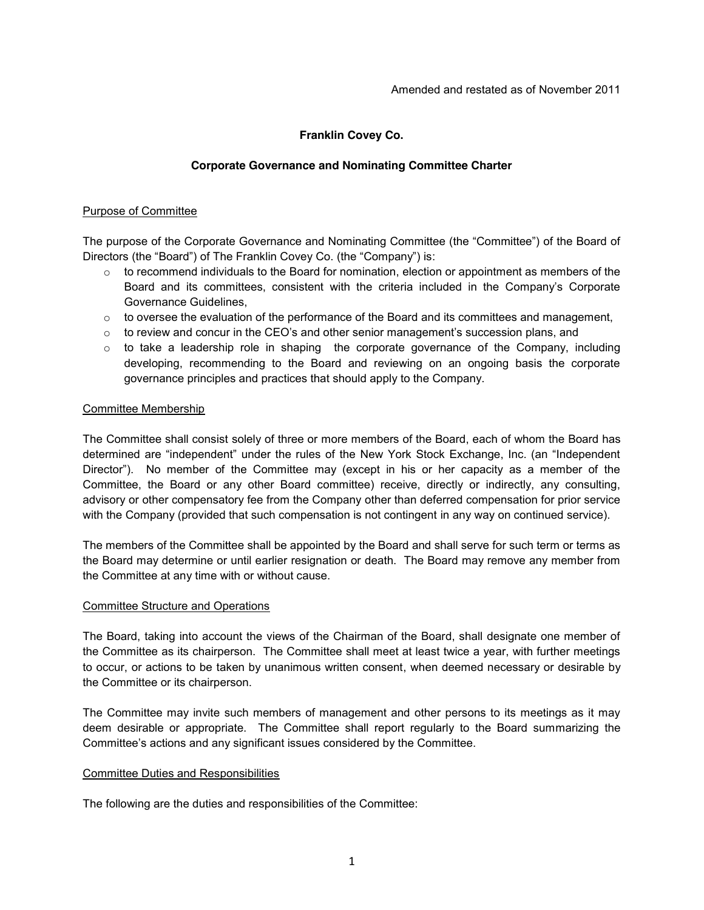Amended and restated as of November 2011

**Franklin Covey Co.**

**Corporate Governance and Nominating Committee Charter**

## Purpose of Committee

The purpose of the Corporate Governance and Nominating Committee (the "Committee") of the Board of Directors (the "Board") of The Franklin Covey Co. (the "Company") is:

- to recommend individuals to the Board for nomination, election or appointment as members of the Board and its committees, consistent with the criteria included in the Company's Corporate Governance Guidelines,
- to oversee the evaluation of the performance of the Board and its committees and management,
- to review and concur in the CEO's and other senior management's succession plans, and
- to take a leadership role in shaping the corporate governance of the Company, including developing, recommending to the Board and reviewing on an ongoing basis the corporate governance principles and practices that should apply to the Company.

## Committee Membership

The Committee shall consist solely of three or more members of the Board, each of whom the Board has determined are "independent" under the rules of the New York Stock Exchange, Inc. (an "Independent Director"). No member of the Committee may (except in his or her capacity as a member of the Committee, the Board or any other Board committee) receive, directly or indirectly, any consulting, advisory or other compensatory fee from the Company other than deferred compensation for prior service with the Company (provided that such compensation is not contingent in any way on continued service).

The members of the Committee shall be appointed by the Board and shall serve for such term or terms as the Board may determine or until earlier resignation or death. The Board may remove any member from the Committee at any time with or without cause.

## Committee Structure and Operations

The Board, taking into account the views of the Chairman of the Board, shall designate one member of the Committee as its chairperson. The Committee shall meet at least twice a year, with further meetings to occur, or actions to be taken by unanimous written consent, when deemed necessary or desirable by the Committee or its chairperson.

The Committee may invite such members of management and other persons to its meetings as it may deem desirable or appropriate. The Committee shall report regularly to the Board summarizing the Committee's actions and any significant issues considered by the Committee.

## Committee Duties and Responsibilities

The following are the duties and responsibilities of the Committee: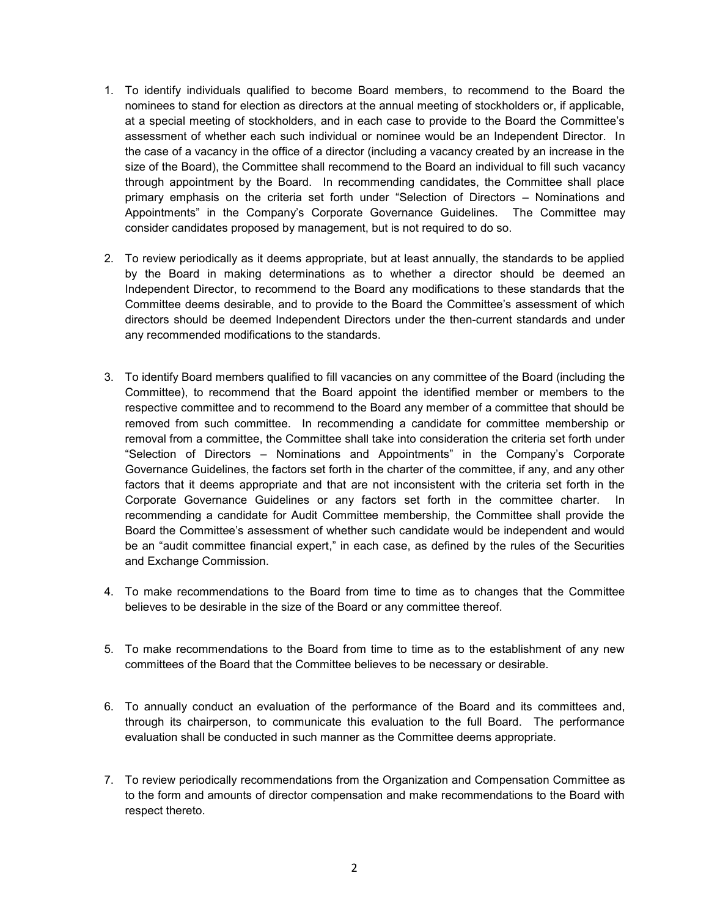1. To identify individuals qualified to become Board members, to recommend to the Board the nominees to stand for election as directors at the annual meeting of stockholders or, if applicable, at a special meeting of stockholders, and in each case to provide to the Board the Committee's assessment of whether each such individual or nominee would be an Independent Director. In the case of a vacancy in the office of a director (including a vacancy created by an increase in the size of the Board), the Committee shall recommend to the Board an individual to fill such vacancy through appointment by the Board. In recommending candidates, the Committee shall place primary emphasis on the criteria set forth under "Selection of Directors – Nominations and Appointments" in the Company's Corporate Governance Guidelines. The Committee may consider candidates proposed by management, but is not required to do so.

2. To review periodically as it deems appropriate, but at least annually, the standards to be applied by the Board in making determinations as to whether a director should be deemed an Independent Director, to recommend to the Board any modifications to these standards that the Committee deems desirable, and to provide to the Board the Committee's assessment of which directors should be deemed Independent Directors under the then-current standards and under any recommended modifications to the standards.

3. To identify Board members qualified to fill vacancies on any committee of the Board (including the Committee), to recommend that the Board appoint the identified member or members to the respective committee and to recommend to the Board any member of a committee that should be removed from such committee. In recommending a candidate for committee membership or removal from a committee, the Committee shall take into consideration the criteria set forth under "Selection of Directors – Nominations and Appointments" in the Company's Corporate Governance Guidelines, the factors set forth in the charter of the committee, if any, and any other factors that it deems appropriate and that are not inconsistent with the criteria set forth in the Corporate Governance Guidelines or any factors set forth in the committee charter. In recommending a candidate for Audit Committee membership, the Committee shall provide the Board the Committee's assessment of whether such candidate would be independent and would be an "audit committee financial expert," in each case, as defined by the rules of the Securities and Exchange Commission.

4. To make recommendations to the Board from time to time as to changes that the Committee believes to be desirable in the size of the Board or any committee thereof.

5. To make recommendations to the Board from time to time as to the establishment of any new committees of the Board that the Committee believes to be necessary or desirable.

6. To annually conduct an evaluation of the performance of the Board and its committees and, through its chairperson, to communicate this evaluation to the full Board. The performance evaluation shall be conducted in such manner as the Committee deems appropriate.

7. To review periodically recommendations from the Organization and Compensation Committee as to the form and amounts of director compensation and make recommendations to the Board with respect thereto.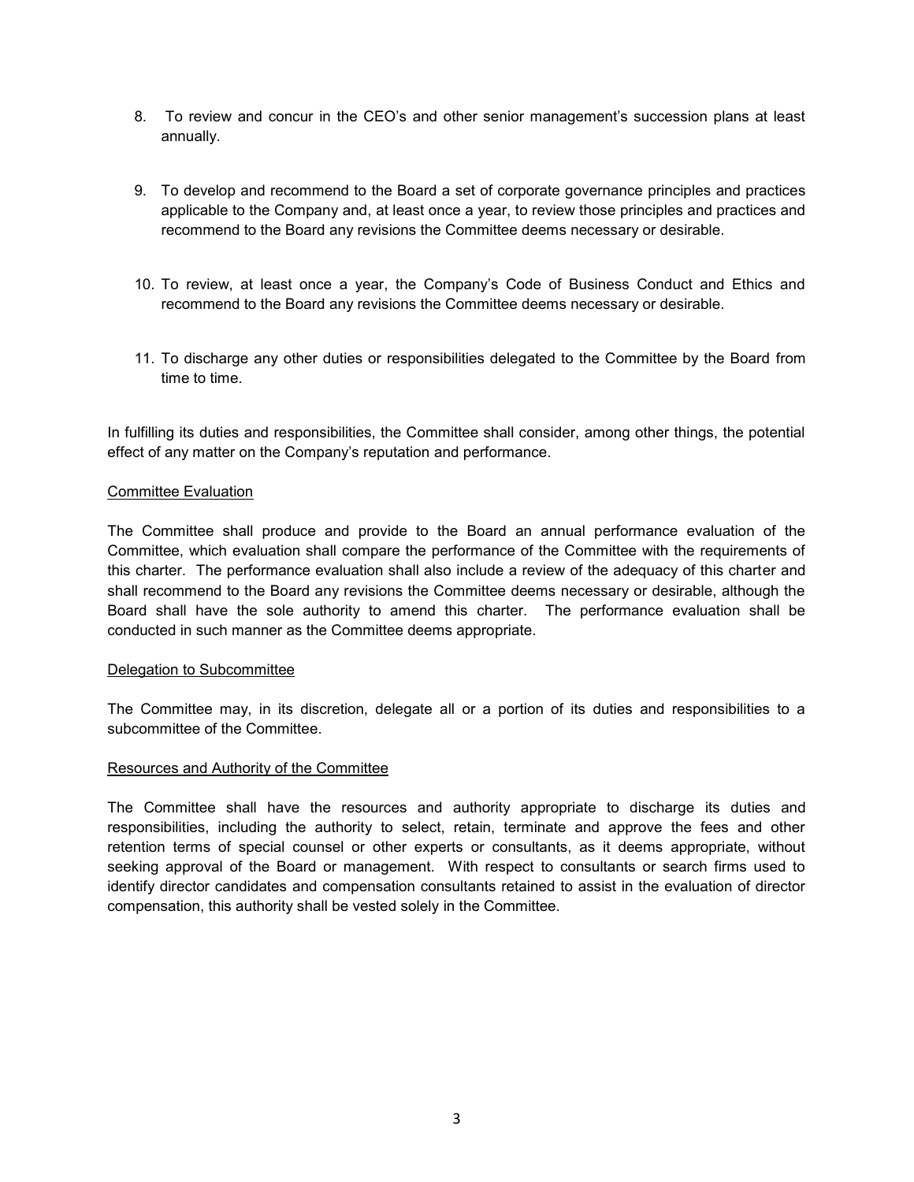8. To review and concur in the CEO's and other senior management's succession plans at least annually.

9. To develop and recommend to the Board a set of corporate governance principles and practices applicable to the Company and, at least once a year, to review those principles and practices and recommend to the Board any revisions the Committee deems necessary or desirable.

10. To review, at least once a year, the Company's Code of Business Conduct and Ethics and recommend to the Board any revisions the Committee deems necessary or desirable.

11. To discharge any other duties or responsibilities delegated to the Committee by the Board from time to time.

In fulfilling its duties and responsibilities, the Committee shall consider, among other things, the potential effect of any matter on the Company's reputation and performance.

## Committee Evaluation

The Committee shall produce and provide to the Board an annual performance evaluation of the Committee, which evaluation shall compare the performance of the Committee with the requirements of this charter. The performance evaluation shall also include a review of the adequacy of this charter and shall recommend to the Board any revisions the Committee deems necessary or desirable, although the Board shall have the sole authority to amend this charter. The performance evaluation shall be conducted in such manner as the Committee deems appropriate.

## Delegation to Subcommittee

The Committee may, in its discretion, delegate all or a portion of its duties and responsibilities to a subcommittee of the Committee.

## Resources and Authority of the Committee

The Committee shall have the resources and authority appropriate to discharge its duties and responsibilities, including the authority to select, retain, terminate and approve the fees and other retention terms of special counsel or other experts or consultants, as it deems appropriate, without seeking approval of the Board or management. With respect to consultants or search firms used to identify director candidates and compensation consultants retained to assist in the evaluation of director compensation, this authority shall be vested solely in the Committee.